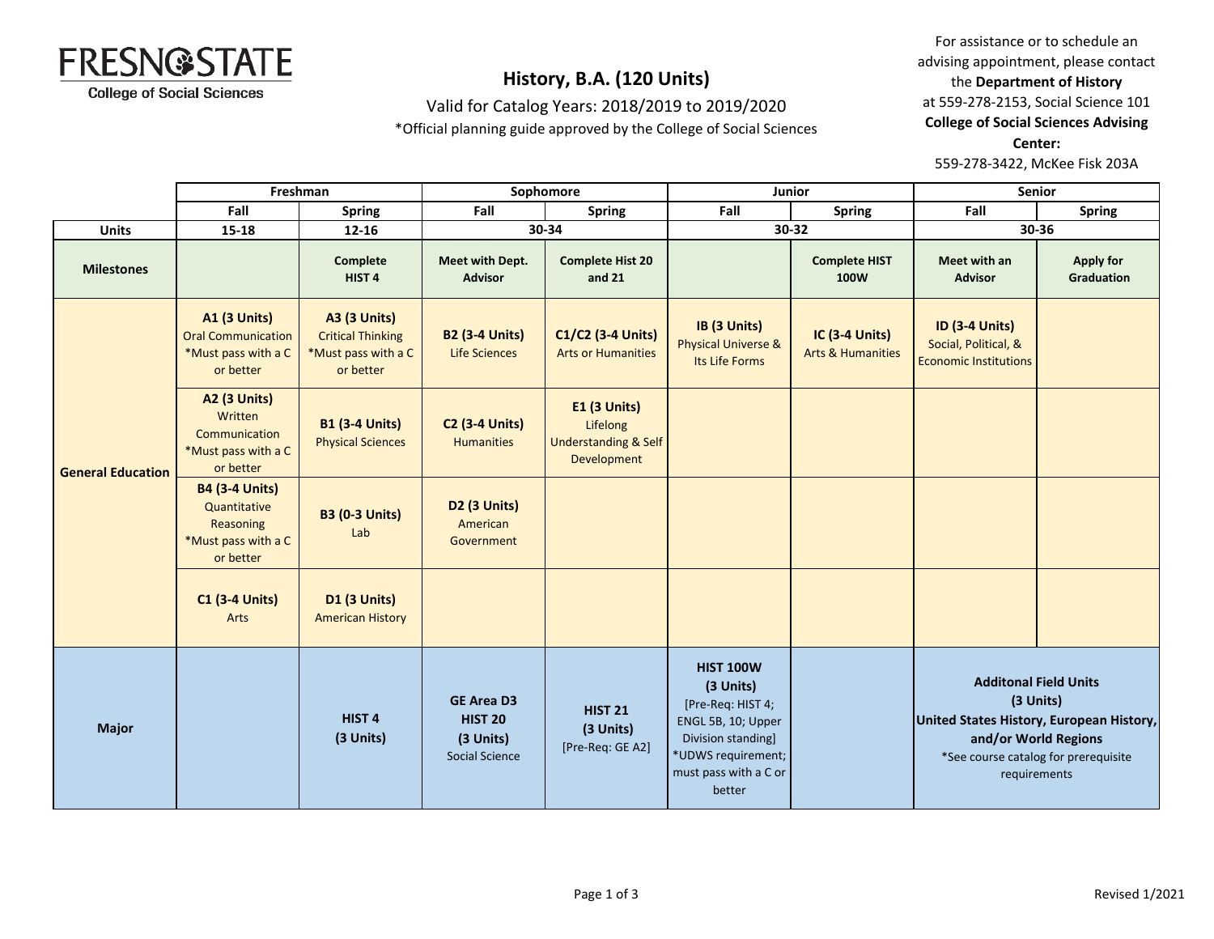**FRESNO STATE**
**College of Social Sciences**

# History, B.A. (120 Units)

Valid for Catalog Years: 2018/2019 to 2019/2020

*Official planning guide approved by the College of Social Sciences

For assistance or to schedule an advising appointment, please contact the **Department of History** at 559-278-2153, Social Science 101

**College of Social Sciences Advising Center:**
559-278-3422, McKee Fisk 203A

| | Freshman | | Sophomore | | Junior | | Senior | |
|---|---|---|---|---|---|---|---|---|
| | Fall | Spring | Fall | Spring | Fall | Spring | Fall | Spring |
| **Units** | 15-18 | 12-16 | 30-34 | | 30-32 | | 30-36 | |
| **Milestones** | | **Complete HIST 4** | **Meet with Dept. Advisor** | **Complete Hist 20 and 21** | | **Complete HIST 100W** | **Meet with an Advisor** | **Apply for Graduation** |
| **General Education** | **A1 (3 Units)** Oral Communication *Must pass with a C or better | **A3 (3 Units)** Critical Thinking *Must pass with a C or better | **B2 (3-4 Units)** Life Sciences | **C1/C2 (3-4 Units)** Arts or Humanities | **IB (3 Units)** Physical Universe & Its Life Forms | **IC (3-4 Units)** Arts & Humanities | **ID (3-4 Units)** Social, Political, & Economic Institutions | |
| | **A2 (3 Units)** Written Communication *Must pass with a C or better | **B1 (3-4 Units)** Physical Sciences | **C2 (3-4 Units)** Humanities | **E1 (3 Units)** Lifelong Understanding & Self Development | | | | |
| | **B4 (3-4 Units)** Quantitative Reasoning *Must pass with a C or better | **B3 (0-3 Units)** Lab | **D2 (3 Units)** American Government | | | | | |
| | **C1 (3-4 Units)** Arts | **D1 (3 Units)** American History | | | | | | |
| **Major** | | **HIST 4 (3 Units)** | **GE Area D3 HIST 20 (3 Units)** Social Science | **HIST 21 (3 Units)** [Pre-Req: GE A2] | **HIST 100W (3 Units)** [Pre-Req: HIST 4; ENGL 5B, 10; Upper Division standing] *UDWS requirement; must pass with a C or better | | **Additonal Field Units (3 Units) United States History, European History, and/or World Regions** *See course catalog for prerequisite requirements | |

Revised 1/2021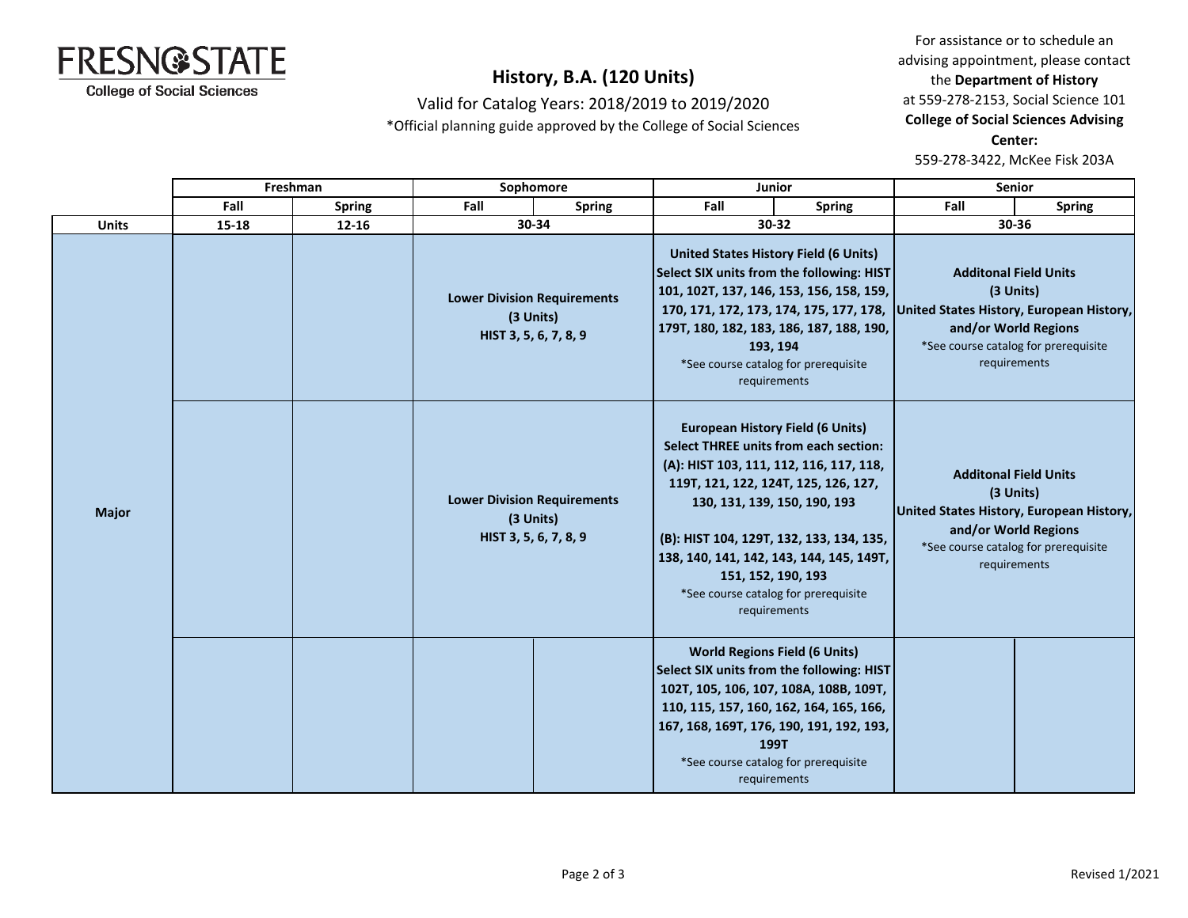FRESNO STATE
College of Social Sciences

# History, B.A. (120 Units)

Valid for Catalog Years: 2018/2019 to 2019/2020

*Official planning guide approved by the College of Social Sciences

For assistance or to schedule an advising appointment, please contact the **Department of History** at 559-278-2153, Social Science 101

**College of Social Sciences Advising Center:** 559-278-3422, McKee Fisk 203A

| | Freshman | | Sophomore | | Junior | | Senior | |
|---|---|---|---|---|---|---|---|---|
| | Fall | Spring | Fall | Spring | Fall | Spring | Fall | Spring |
| **Units** | 15-18 | 12-16 | 30-34 | | 30-32 | | 30-36 | |
| **Major** | | | **Lower Division Requirements (3 Units)** HIST 3, 5, 6, 7, 8, 9 | | **United States History Field (6 Units)** **Select SIX units from the following: HIST 101, 102T, 137, 146, 153, 156, 158, 159, 170, 171, 172, 173, 174, 175, 177, 178, 179T, 180, 182, 183, 186, 187, 188, 190, 193, 194** *See course catalog for prerequisite requirements | | **Additonal Field Units (3 Units)** **United States History, European History, and/or World Regions** *See course catalog for prerequisite requirements | |
| | | | **Lower Division Requirements (3 Units)** HIST 3, 5, 6, 7, 8, 9 | | **European History Field (6 Units)** **Select THREE units from each section:** **(A): HIST 103, 111, 112, 116, 117, 118, 119T, 121, 122, 124T, 125, 126, 127, 130, 131, 139, 150, 190, 193** **(B): HIST 104, 129T, 132, 133, 134, 135, 138, 140, 141, 142, 143, 144, 145, 149T, 151, 152, 190, 193** *See course catalog for prerequisite requirements | | **Additonal Field Units (3 Units)** **United States History, European History, and/or World Regions** *See course catalog for prerequisite requirements | |
| | | | | | **World Regions Field (6 Units)** **Select SIX units from the following: HIST 102T, 105, 106, 107, 108A, 108B, 109T, 110, 115, 157, 160, 162, 164, 165, 166, 167, 168, 169T, 176, 190, 191, 192, 193, 199T** *See course catalog for prerequisite requirements | | | |

Revised 1/2021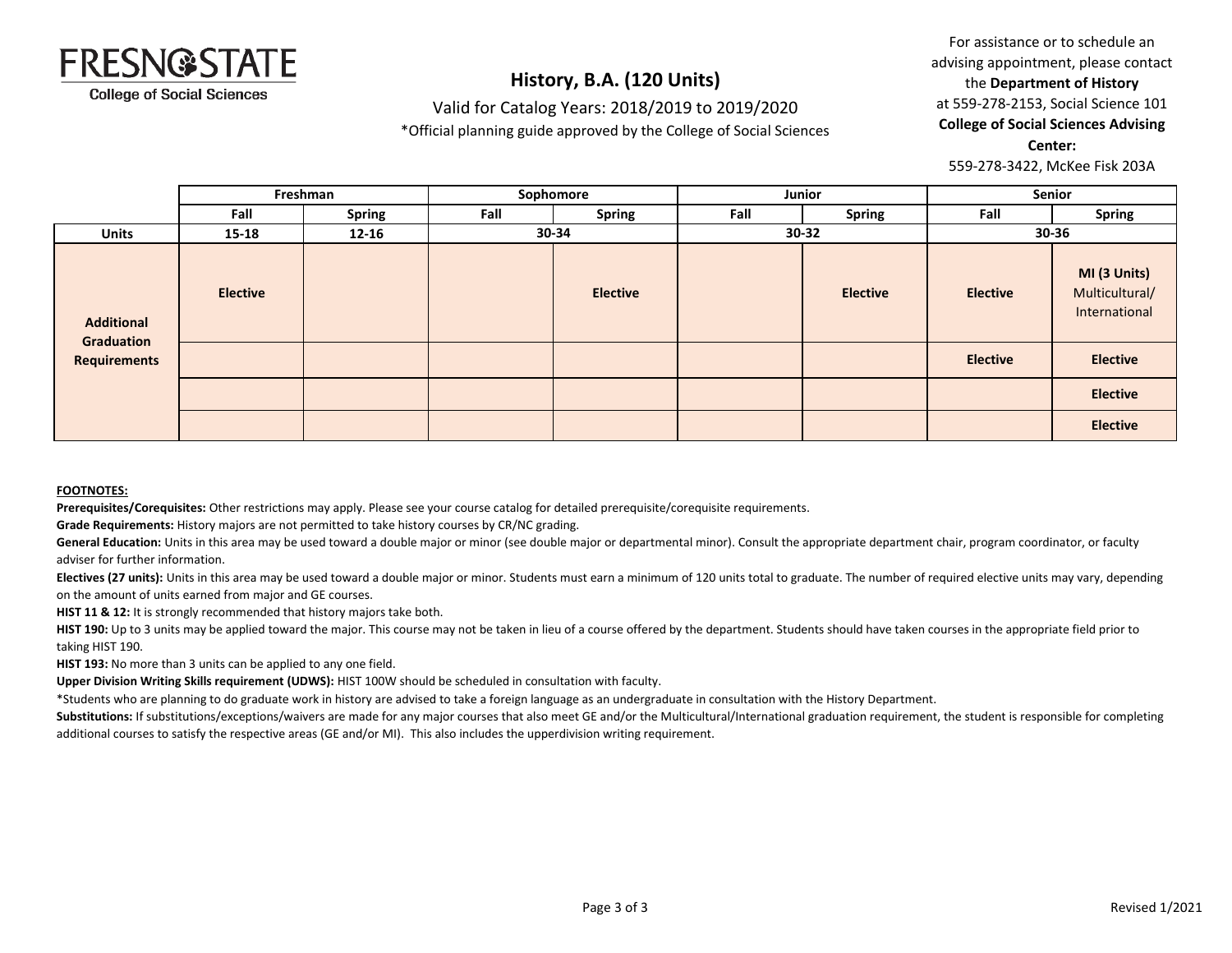**FRESNO STATE**
College of Social Sciences

# History, B.A. (120 Units)

Valid for Catalog Years: 2018/2019 to 2019/2020
*Official planning guide approved by the College of Social Sciences

For assistance or to schedule an advising appointment, please contact the **Department of History** at 559-278-2153, Social Science 101
**College of Social Sciences Advising Center:**
559-278-3422, McKee Fisk 203A

| | Freshman | | Sophomore | | Junior | | Senior | |
|---|---|---|---|---|---|---|---|---|
| | Fall | Spring | Fall | Spring | Fall | Spring | Fall | Spring |
| **Units** | 15-18 | 12-16 | 30-34 | | 30-32 | | 30-36 | |
| **Additional Graduation Requirements** | **Elective** | | | **Elective** | | **Elective** | **Elective** | **MI (3 Units)** Multicultural/ International |
| | | | | | | | **Elective** | **Elective** |
| | | | | | | | | **Elective** |
| | | | | | | | | **Elective** |

**FOOTNOTES:**

**Prerequisites/Corequisites:** Other restrictions may apply. Please see your course catalog for detailed prerequisite/corequisite requirements.

**Grade Requirements:** History majors are not permitted to take history courses by CR/NC grading.

**General Education:** Units in this area may be used toward a double major or minor (see double major or departmental minor). Consult the appropriate department chair, program coordinator, or faculty adviser for further information.

**Electives (27 units):** Units in this area may be used toward a double major or minor. Students must earn a minimum of 120 units total to graduate. The number of required elective units may vary, depending on the amount of units earned from major and GE courses.

**HIST 11 & 12:** It is strongly recommended that history majors take both.

**HIST 190:** Up to 3 units may be applied toward the major. This course may not be taken in lieu of a course offered by the department. Students should have taken courses in the appropriate field prior to taking HIST 190.

**HIST 193:** No more than 3 units can be applied to any one field.

**Upper Division Writing Skills requirement (UDWS):** HIST 100W should be scheduled in consultation with faculty.

*Students who are planning to do graduate work in history are advised to take a foreign language as an undergraduate in consultation with the History Department.

**Substitutions:** If substitutions/exceptions/waivers are made for any major courses that also meet GE and/or the Multicultural/International graduation requirement, the student is responsible for completing additional courses to satisfy the respective areas (GE and/or MI). This also includes the upperdivision writing requirement.

Revised 1/2021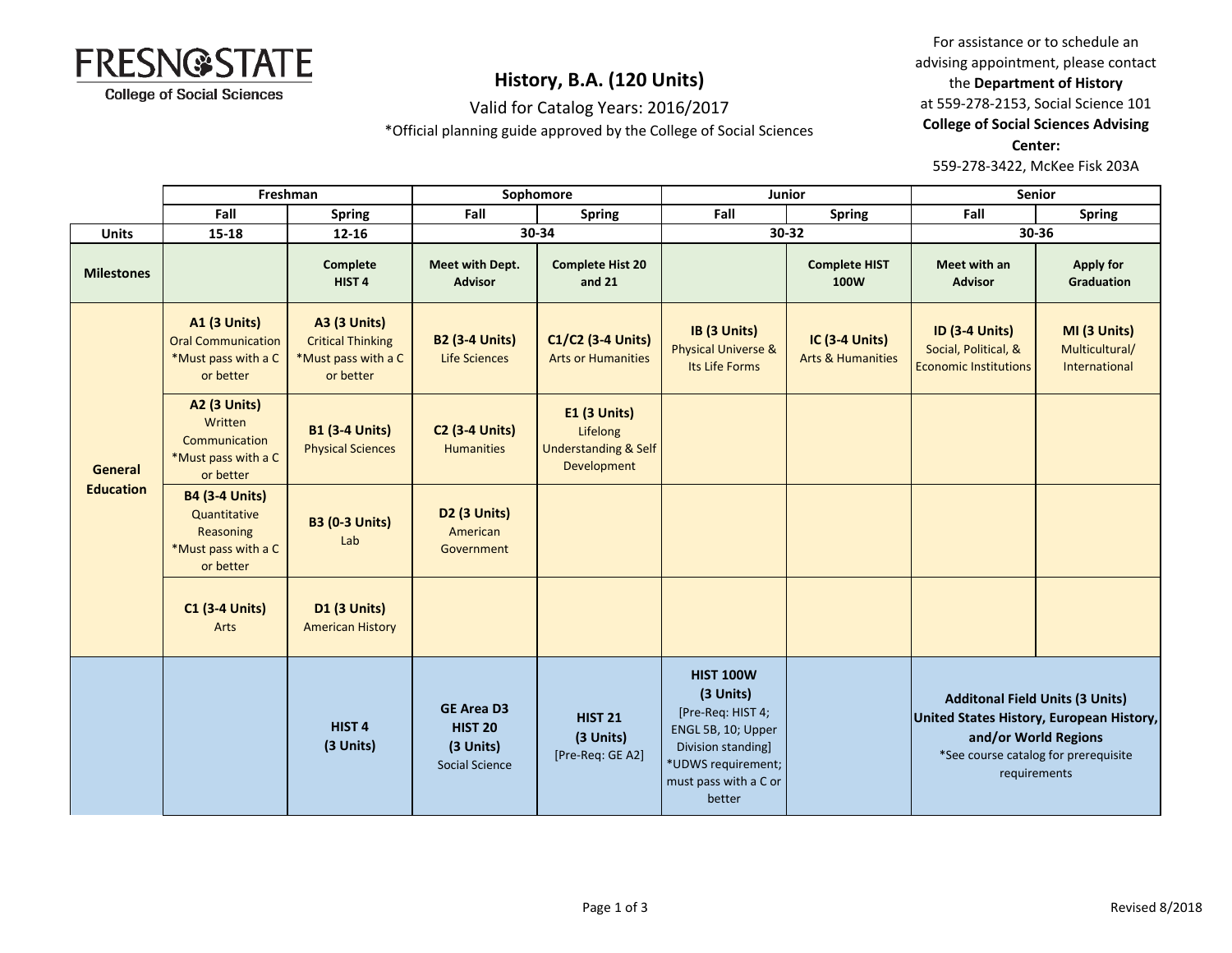**FRESNO STATE**
College of Social Sciences

# History, B.A. (120 Units)

Valid for Catalog Years: 2016/2017

*Official planning guide approved by the College of Social Sciences

For assistance or to schedule an advising appointment, please contact the **Department of History** at 559-278-2153, Social Science 101
**College of Social Sciences Advising Center:**
559-278-3422, McKee Fisk 203A

| | Freshman | | Sophomore | | Junior | | Senior | |
|---|---|---|---|---|---|---|---|---|
| | Fall | Spring | Fall | Spring | Fall | Spring | Fall | Spring |
| **Units** | 15-18 | 12-16 | 30-34 | | 30-32 | | 30-36 | |
| **Milestones** | | **Complete HIST 4** | **Meet with Dept. Advisor** | **Complete Hist 20 and 21** | | **Complete HIST 100W** | **Meet with an Advisor** | **Apply for Graduation** |
| **General Education** | **A1 (3 Units)** Oral Communication *Must pass with a C or better | **A3 (3 Units)** Critical Thinking *Must pass with a C or better | **B2 (3-4 Units)** Life Sciences | **C1/C2 (3-4 Units)** Arts or Humanities | **IB (3 Units)** Physical Universe & Its Life Forms | **IC (3-4 Units)** Arts & Humanities | **ID (3-4 Units)** Social, Political, & Economic Institutions | **MI (3 Units)** Multicultural/ International |
| | **A2 (3 Units)** Written Communication *Must pass with a C or better | **B1 (3-4 Units)** Physical Sciences | **C2 (3-4 Units)** Humanities | **E1 (3 Units)** Lifelong Understanding & Self Development | | | | |
| | **B4 (3-4 Units)** Quantitative Reasoning *Must pass with a C or better | **B3 (0-3 Units)** Lab | **D2 (3 Units)** American Government | | | | | |
| | **C1 (3-4 Units)** Arts | **D1 (3 Units)** American History | | | | | | |
| | | **HIST 4 (3 Units)** | **GE Area D3 HIST 20 (3 Units)** Social Science | **HIST 21 (3 Units)** [Pre-Req: GE A2] | **HIST 100W (3 Units)** [Pre-Req: HIST 4; ENGL 5B, 10; Upper Division standing] *UDWS requirement; must pass with a C or better | | **Additonal Field Units (3 Units) United States History, European History, and/or World Regions** *See course catalog for prerequisite requirements | |

Revised 8/2018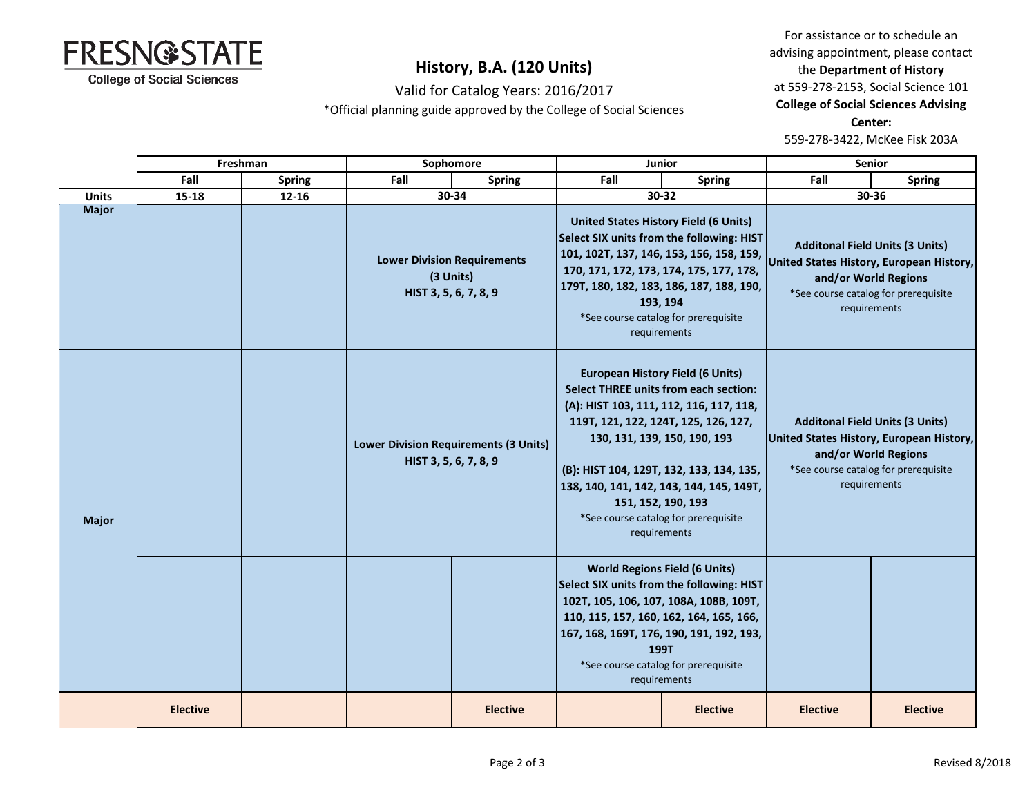# History, B.A. (120 Units)

Valid for Catalog Years: 2016/2017

*Official planning guide approved by the College of Social Sciences

For assistance or to schedule an advising appointment, please contact the **Department of History** at 559-278-2153, Social Science 101

**College of Social Sciences Advising Center:**
559-278-3422, McKee Fisk 203A

| | Freshman | | Sophomore | | Junior | | Senior | |
|---|---|---|---|---|---|---|---|---|
| | Fall | Spring | Fall | Spring | Fall | Spring | Fall | Spring |
| **Units** | 15-18 | 12-16 | 30-34 | | 30-32 | | 30-36 | |
| **Major** | | | **Lower Division Requirements (3 Units)** **HIST 3, 5, 6, 7, 8, 9** | | **United States History Field (6 Units)** **Select SIX units from the following: HIST 101, 102T, 137, 146, 153, 156, 158, 159, 170, 171, 172, 173, 174, 175, 177, 178, 179T, 180, 182, 183, 186, 187, 188, 190, 193, 194** *See course catalog for prerequisite requirements | | **Additonal Field Units (3 Units)** **United States History, European History, and/or World Regions** *See course catalog for prerequisite requirements | |
| **Major** | | | **Lower Division Requirements (3 Units)** **HIST 3, 5, 6, 7, 8, 9** | | **European History Field (6 Units)** **Select THREE units from each section:** **(A): HIST 103, 111, 112, 116, 117, 118, 119T, 121, 122, 124T, 125, 126, 127, 130, 131, 139, 150, 190, 193** **(B): HIST 104, 129T, 132, 133, 134, 135, 138, 140, 141, 142, 143, 144, 145, 149T, 151, 152, 190, 193** *See course catalog for prerequisite requirements | | **Additonal Field Units (3 Units)** **United States History, European History, and/or World Regions** *See course catalog for prerequisite requirements | |
| | | | | | **World Regions Field (6 Units)** **Select SIX units from the following: HIST 102T, 105, 106, 107, 108A, 108B, 109T, 110, 115, 157, 160, 162, 164, 165, 166, 167, 168, 169T, 176, 190, 191, 192, 193, 199T** *See course catalog for prerequisite requirements | | | |
| | **Elective** | | | **Elective** | | **Elective** | **Elective** | **Elective** |

Revised 8/2018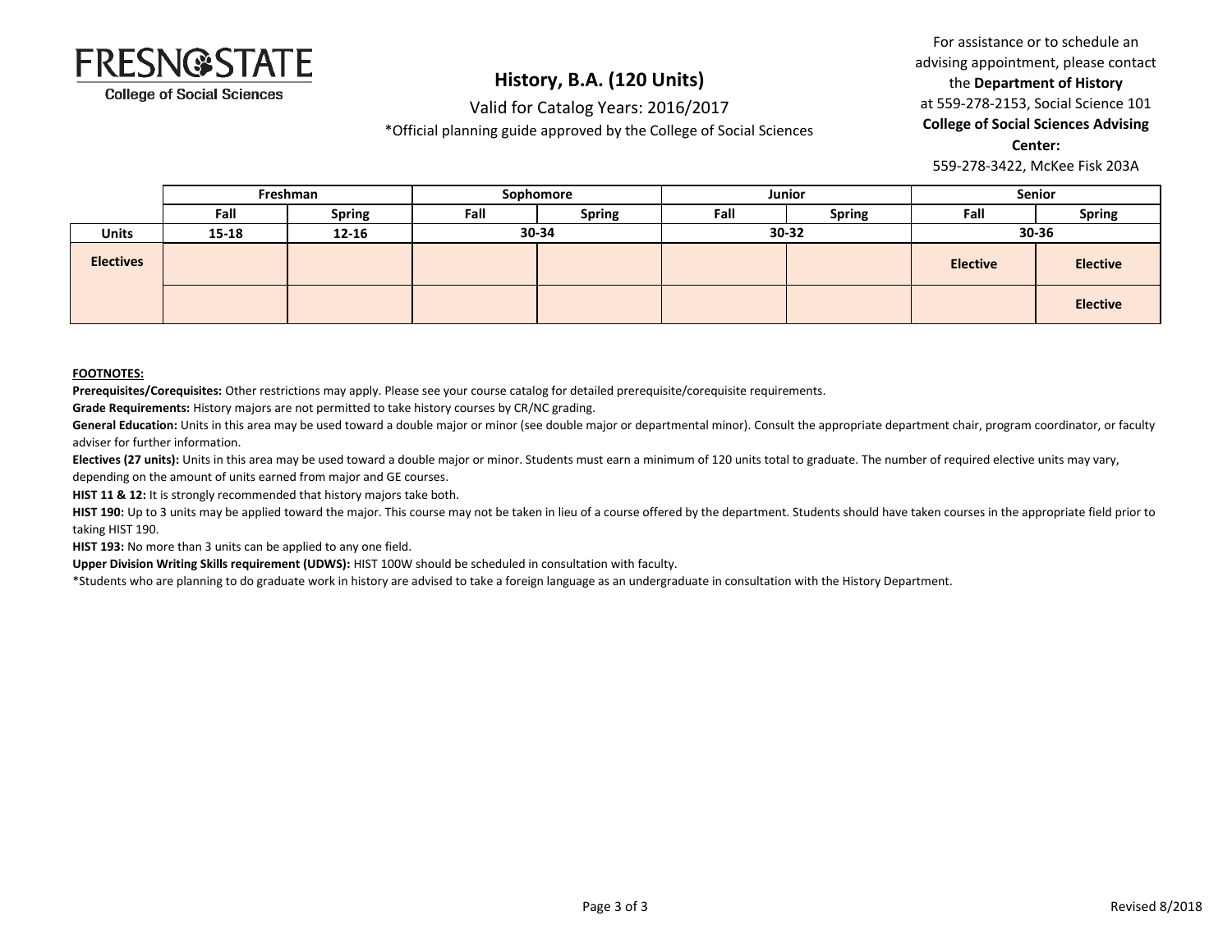FRESNO STATE
College of Social Sciences

# History, B.A. (120 Units)

Valid for Catalog Years: 2016/2017

*Official planning guide approved by the College of Social Sciences

For assistance or to schedule an advising appointment, please contact the **Department of History** at 559-278-2153, Social Science 101
**College of Social Sciences Advising Center:**
559-278-3422, McKee Fisk 203A

| | Freshman | | Sophomore | | Junior | | Senior | |
|---|---|---|---|---|---|---|---|---|
| | Fall | Spring | Fall | Spring | Fall | Spring | Fall | Spring |
| **Units** | 15-18 | 12-16 | 30-34 | | 30-32 | | 30-36 | |
| **Electives** | | | | | | | **Elective** | **Elective** |
| | | | | | | | | **Elective** |

**FOOTNOTES:**

**Prerequisites/Corequisites:** Other restrictions may apply. Please see your course catalog for detailed prerequisite/corequisite requirements.

**Grade Requirements:** History majors are not permitted to take history courses by CR/NC grading.

**General Education:** Units in this area may be used toward a double major or minor (see double major or departmental minor). Consult the appropriate department chair, program coordinator, or faculty adviser for further information.

**Electives (27 units):** Units in this area may be used toward a double major or minor. Students must earn a minimum of 120 units total to graduate. The number of required elective units may vary, depending on the amount of units earned from major and GE courses.

**HIST 11 & 12:** It is strongly recommended that history majors take both.

**HIST 190:** Up to 3 units may be applied toward the major. This course may not be taken in lieu of a course offered by the department. Students should have taken courses in the appropriate field prior to taking HIST 190.

**HIST 193:** No more than 3 units can be applied to any one field.

**Upper Division Writing Skills requirement (UDWS):** HIST 100W should be scheduled in consultation with faculty.

*Students who are planning to do graduate work in history are advised to take a foreign language as an undergraduate in consultation with the History Department.

Revised 8/2018